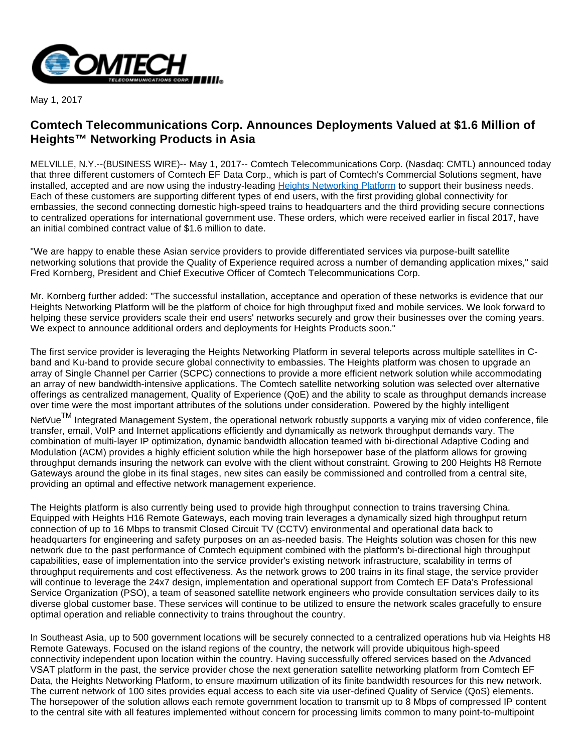May 1, 2017

# Comtech Telecommunications Corp. Announces Deployments Valued at $1.6 Million of Heights™ Networking Products in Asia

MELVILLE, N.Y.--(BUSINESS WIRE)-- May 1, 2017-- Comtech Telecommunications Corp. (Nasdaq: CMTL) announced today that three different customers of Comtech EF Data Corp., which is part of Comtech's Commercial Solutions segment, have installed, accepted and are now using the industry-leading Heights Networking Platform to support their business needs. Each of these customers are supporting different types of end users, with the first providing global connectivity for embassies, the second connecting domestic high-speed trains to headquarters and the third providing secure connections to centralized operations for international government use. These orders, which were received earlier in fiscal 2017, have an initial combined contract value of $1.6 million to date.

"We are happy to enable these Asian service providers to provide differentiated services via purpose-built satellite networking solutions that provide the Quality of Experience required across a number of demanding application mixes," said Fred Kornberg, President and Chief Executive Officer of Comtech Telecommunications Corp.

Mr. Kornberg further added: "The successful installation, acceptance and operation of these networks is evidence that our Heights Networking Platform will be the platform of choice for high throughput fixed and mobile services. We look forward to helping these service providers scale their end users' networks securely and grow their businesses over the coming years. We expect to announce additional orders and deployments for Heights Products soon."

The first service provider is leveraging the Heights Networking Platform in several teleports across multiple satellites in C-band and Ku-band to provide secure global connectivity to embassies. The Heights platform was chosen to upgrade an array of Single Channel per Carrier (SCPC) connections to provide a more efficient network solution while accommodating an array of new bandwidth-intensive applications. The Comtech satellite networking solution was selected over alternative offerings as centralized management, Quality of Experience (QoE) and the ability to scale as throughput demands increase over time were the most important attributes of the solutions under consideration. Powered by the highly intelligent NetVue™ Integrated Management System, the operational network robustly supports a varying mix of video conference, file transfer, email, VoIP and Internet applications efficiently and dynamically as network throughput demands vary. The combination of multi-layer IP optimization, dynamic bandwidth allocation teamed with bi-directional Adaptive Coding and Modulation (ACM) provides a highly efficient solution while the high horsepower base of the platform allows for growing throughput demands insuring the network can evolve with the client without constraint. Growing to 200 Heights H8 Remote Gateways around the globe in its final stages, new sites can easily be commissioned and controlled from a central site, providing an optimal and effective network management experience.

The Heights platform is also currently being used to provide high throughput connection to trains traversing China. Equipped with Heights H16 Remote Gateways, each moving train leverages a dynamically sized high throughput return connection of up to 16 Mbps to transmit Closed Circuit TV (CCTV) environmental and operational data back to headquarters for engineering and safety purposes on an as-needed basis. The Heights solution was chosen for this new network due to the past performance of Comtech equipment combined with the platform's bi-directional high throughput capabilities, ease of implementation into the service provider's existing network infrastructure, scalability in terms of throughput requirements and cost effectiveness. As the network grows to 200 trains in its final stage, the service provider will continue to leverage the 24x7 design, implementation and operational support from Comtech EF Data's Professional Service Organization (PSO), a team of seasoned satellite network engineers who provide consultation services daily to its diverse global customer base. These services will continue to be utilized to ensure the network scales gracefully to ensure optimal operation and reliable connectivity to trains throughout the country.

In Southeast Asia, up to 500 government locations will be securely connected to a centralized operations hub via Heights H8 Remote Gateways. Focused on the island regions of the country, the network will provide ubiquitous high-speed connectivity independent upon location within the country. Having successfully offered services based on the Advanced VSAT platform in the past, the service provider chose the next generation satellite networking platform from Comtech EF Data, the Heights Networking Platform, to ensure maximum utilization of its finite bandwidth resources for this new network. The current network of 100 sites provides equal access to each site via user-defined Quality of Service (QoS) elements. The horsepower of the solution allows each remote government location to transmit up to 8 Mbps of compressed IP content to the central site with all features implemented without concern for processing limits common to many point-to-multipoint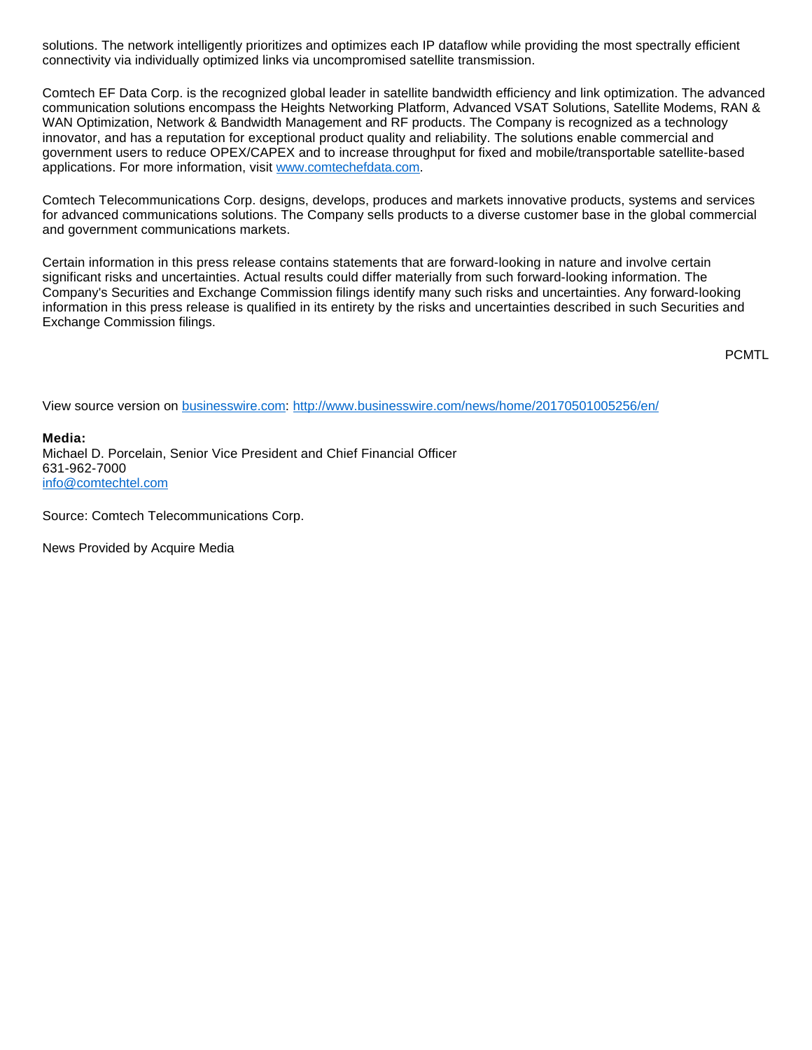solutions. The network intelligently prioritizes and optimizes each IP dataflow while providing the most spectrally efficient connectivity via individually optimized links via uncompromised satellite transmission.

Comtech EF Data Corp. is the recognized global leader in satellite bandwidth efficiency and link optimization. The advanced communication solutions encompass the Heights Networking Platform, Advanced VSAT Solutions, Satellite Modems, RAN & WAN Optimization, Network & Bandwidth Management and RF products. The Company is recognized as a technology innovator, and has a reputation for exceptional product quality and reliability. The solutions enable commercial and government users to reduce OPEX/CAPEX and to increase throughput for fixed and mobile/transportable satellite-based applications. For more information, visit www.comtechefdata.com.

Comtech Telecommunications Corp. designs, develops, produces and markets innovative products, systems and services for advanced communications solutions. The Company sells products to a diverse customer base in the global commercial and government communications markets.

Certain information in this press release contains statements that are forward-looking in nature and involve certain significant risks and uncertainties. Actual results could differ materially from such forward-looking information. The Company's Securities and Exchange Commission filings identify many such risks and uncertainties. Any forward-looking information in this press release is qualified in its entirety by the risks and uncertainties described in such Securities and Exchange Commission filings.

PCMTL

View source version on businesswire.com: http://www.businesswire.com/news/home/20170501005256/en/

**Media:**
Michael D. Porcelain, Senior Vice President and Chief Financial Officer
631-962-7000
info@comtechtel.com

Source: Comtech Telecommunications Corp.

News Provided by Acquire Media